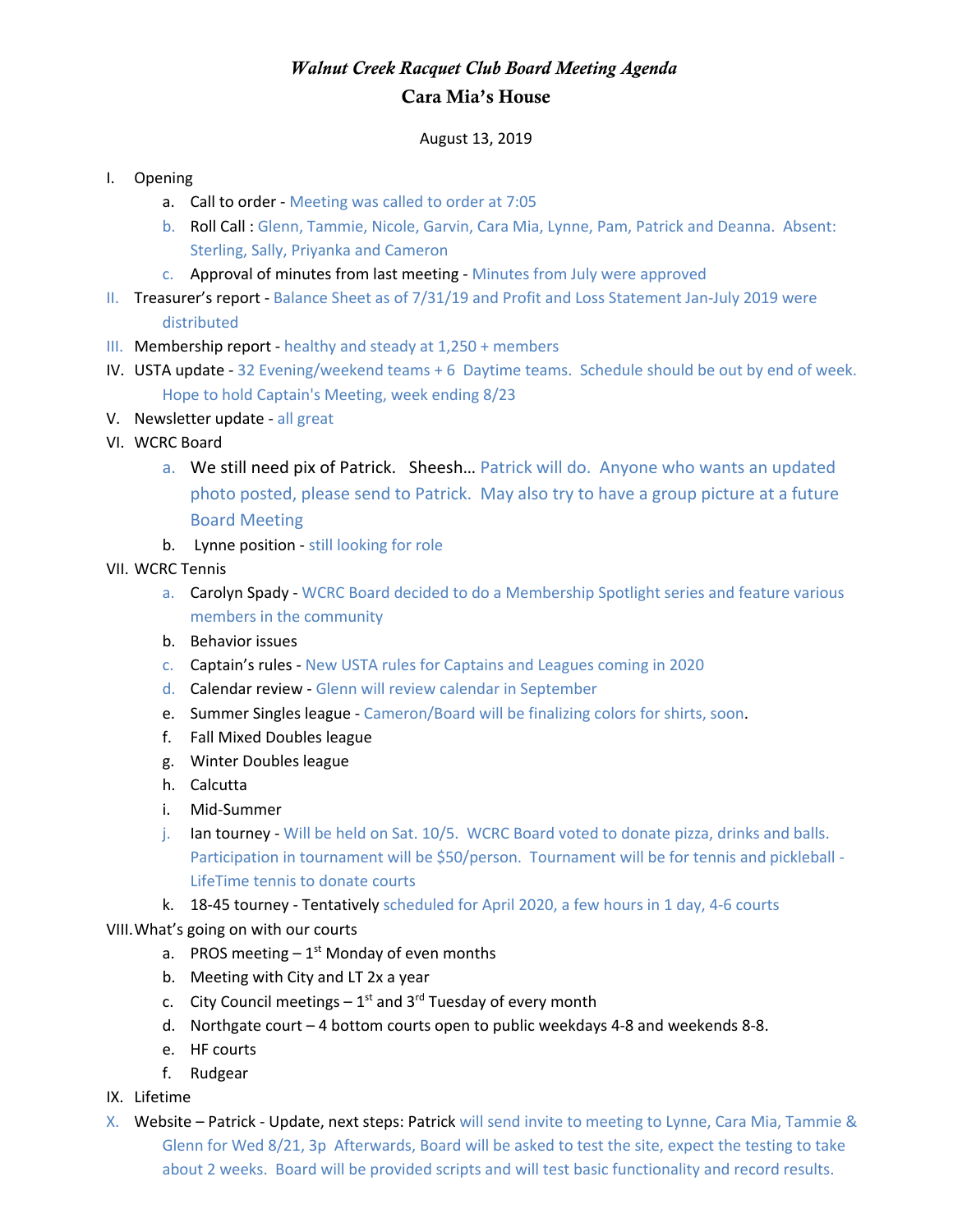# *Walnut Creek Racquet Club Board Meeting Agenda*

## Cara Mia's House

August 13, 2019

I. Opening
   a. Call to order - Meeting was called to order at 7:05
   b. Roll Call : Glenn, Tammie, Nicole, Garvin, Cara Mia, Lynne, Pam, Patrick and Deanna. Absent: Sterling, Sally, Priyanka and Cameron
   c. Approval of minutes from last meeting - Minutes from July were approved

II. Treasurer's report - Balance Sheet as of 7/31/19 and Profit and Loss Statement Jan-July 2019 were distributed

III. Membership report - healthy and steady at 1,250 + members

IV. USTA update - 32 Evening/weekend teams + 6 Daytime teams. Schedule should be out by end of week. Hope to hold Captain's Meeting, week ending 8/23

V. Newsletter update - all great

VI. WCRC Board
   a. We still need pix of Patrick. Sheesh… Patrick will do. Anyone who wants an updated photo posted, please send to Patrick. May also try to have a group picture at a future Board Meeting
   b. Lynne position - still looking for role

VII. WCRC Tennis
   a. Carolyn Spady - WCRC Board decided to do a Membership Spotlight series and feature various members in the community
   b. Behavior issues
   c. Captain's rules - New USTA rules for Captains and Leagues coming in 2020
   d. Calendar review - Glenn will review calendar in September
   e. Summer Singles league - Cameron/Board will be finalizing colors for shirts, soon.
   f. Fall Mixed Doubles league
   g. Winter Doubles league
   h. Calcutta
   i. Mid-Summer
   j. Ian tourney - Will be held on Sat. 10/5. WCRC Board voted to donate pizza, drinks and balls. Participation in tournament will be $50/person. Tournament will be for tennis and pickleball - LifeTime tennis to donate courts
   k. 18-45 tourney - Tentatively scheduled for April 2020, a few hours in 1 day, 4-6 courts

VIII. What's going on with our courts
   a. PROS meeting – 1st Monday of even months
   b. Meeting with City and LT 2x a year
   c. City Council meetings – 1st and 3rd Tuesday of every month
   d. Northgate court – 4 bottom courts open to public weekdays 4-8 and weekends 8-8.
   e. HF courts
   f. Rudgear

IX. Lifetime

X. Website – Patrick - Update, next steps: Patrick will send invite to meeting to Lynne, Cara Mia, Tammie & Glenn for Wed 8/21, 3p Afterwards, Board will be asked to test the site, expect the testing to take about 2 weeks. Board will be provided scripts and will test basic functionality and record results.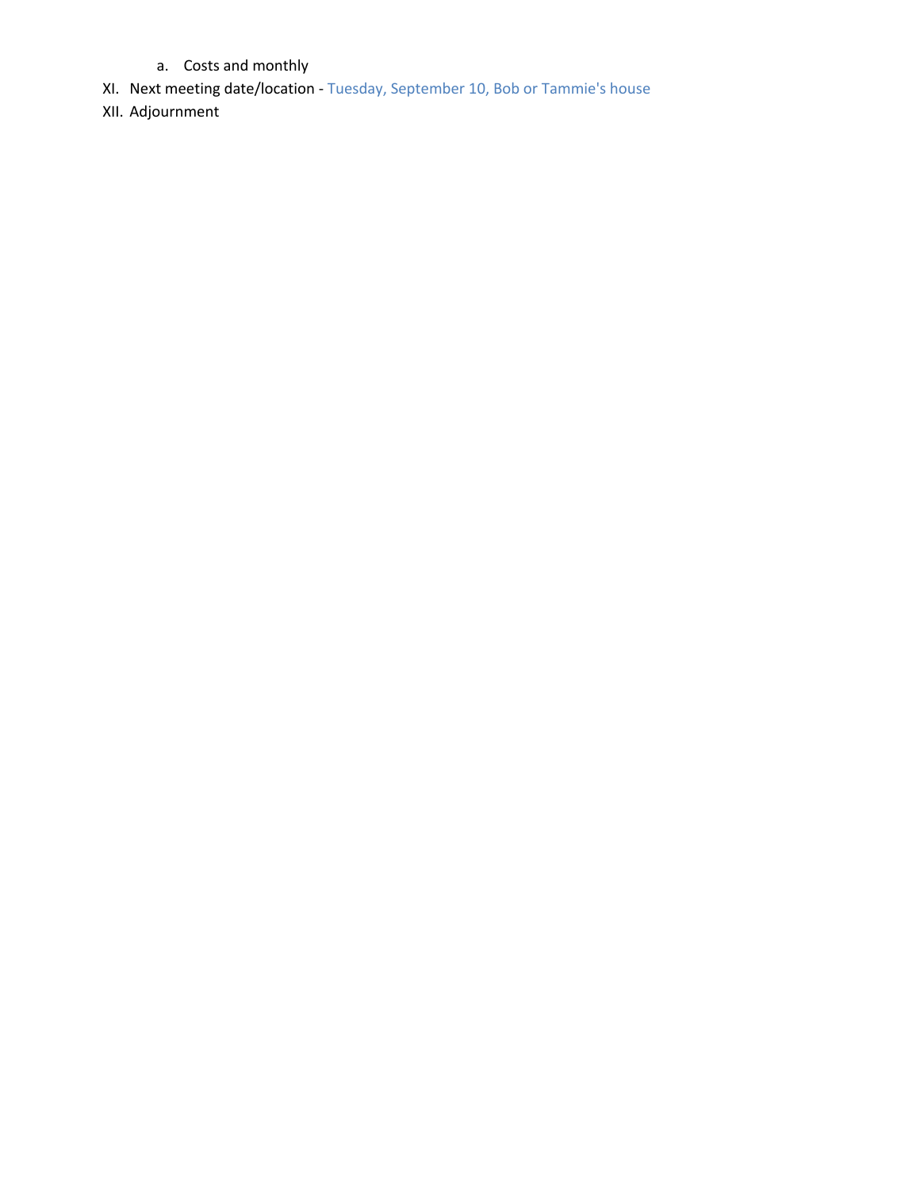a. Costs and monthly

XI. Next meeting date/location - Tuesday, September 10, Bob or Tammie's house

XII. Adjournment